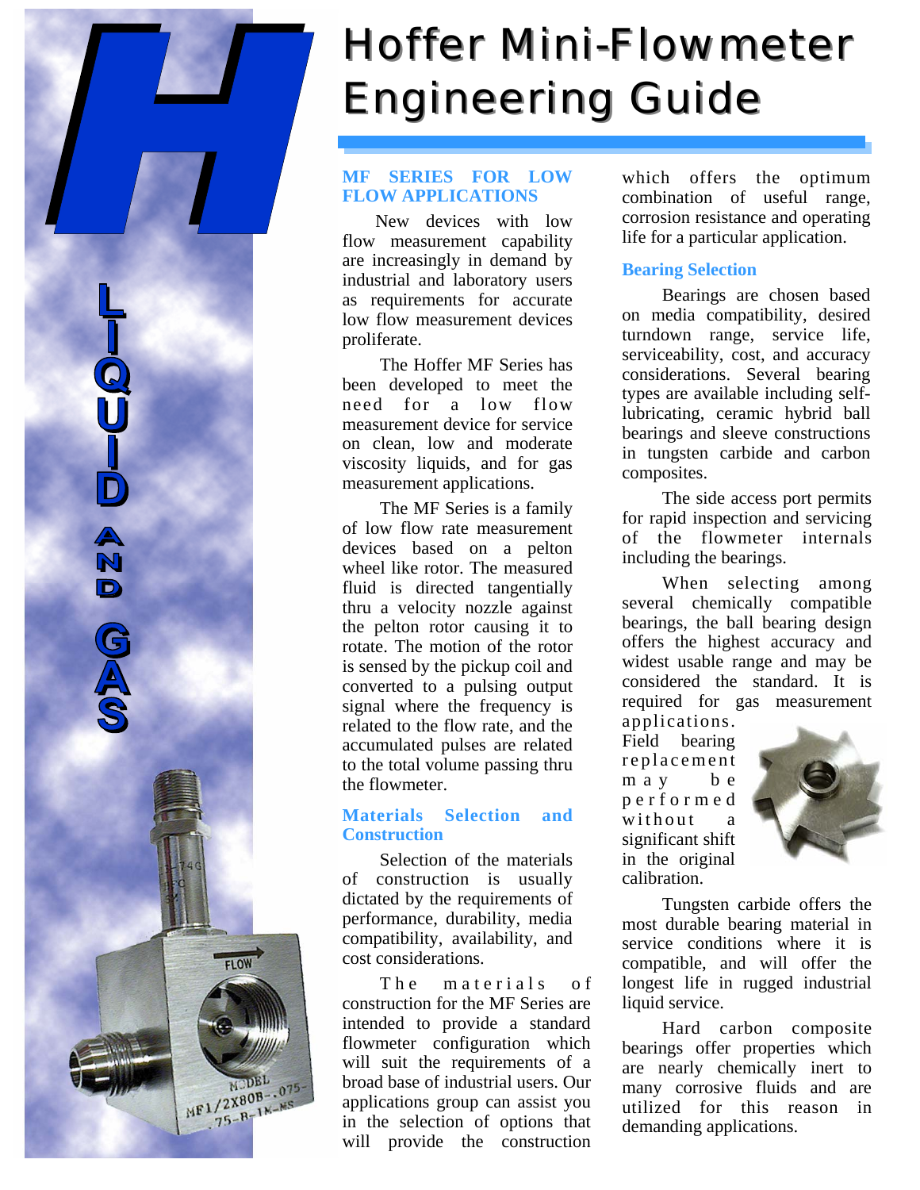# Hoffer Mini-Flowmeter Engineering Guide

LIQUID AND GAS

## MF SERIES FOR LOW FLOW APPLICATIONS

New devices with low flow measurement capability are increasingly in demand by industrial and laboratory users as requirements for accurate low flow measurement devices proliferate.

The Hoffer MF Series has been developed to meet the need for a low flow measurement device for service on clean, low and moderate viscosity liquids, and for gas measurement applications.

The MF Series is a family of low flow rate measurement devices based on a pelton wheel like rotor. The measured fluid is directed tangentially thru a velocity nozzle against the pelton rotor causing it to rotate. The motion of the rotor is sensed by the pickup coil and converted to a pulsing output signal where the frequency is related to the flow rate, and the accumulated pulses are related to the total volume passing thru the flowmeter.

## Materials Selection and Construction

Selection of the materials of construction is usually dictated by the requirements of performance, durability, media compatibility, availability, and cost considerations.

The materials of construction for the MF Series are intended to provide a standard flowmeter configuration which will suit the requirements of a broad base of industrial users. Our applications group can assist you in the selection of options that will provide the construction which offers the optimum combination of useful range, corrosion resistance and operating life for a particular application.

## Bearing Selection

Bearings are chosen based on media compatibility, desired turndown range, service life, serviceability, cost, and accuracy considerations. Several bearing types are available including self-lubricating, ceramic hybrid ball bearings and sleeve constructions in tungsten carbide and carbon composites.

The side access port permits for rapid inspection and servicing of the flowmeter internals including the bearings.

When selecting among several chemically compatible bearings, the ball bearing design offers the highest accuracy and widest usable range and may be considered the standard. It is required for gas measurement applications. Field bearing replacement may be performed without a significant shift in the original calibration.

Tungsten carbide offers the most durable bearing material in service conditions where it is compatible, and will offer the longest life in rugged industrial liquid service.

Hard carbon composite bearings offer properties which are nearly chemically inert to many corrosive fluids and are utilized for this reason in demanding applications.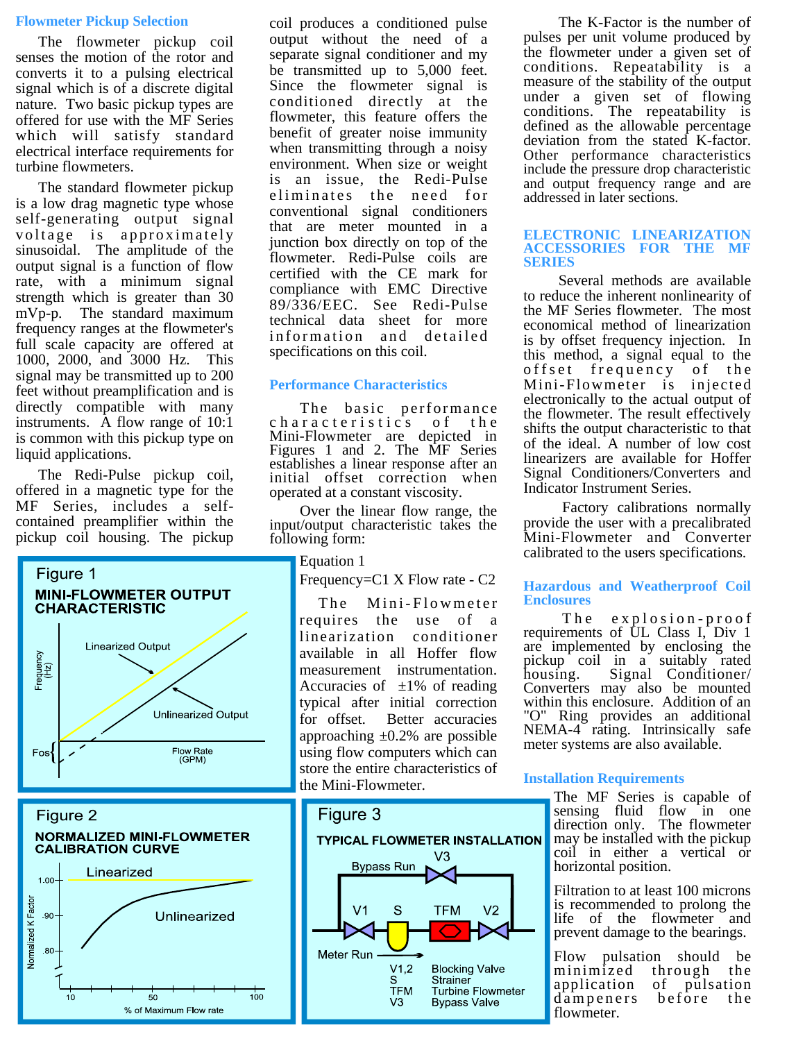## Flowmeter Pickup Selection

The flowmeter pickup coil senses the motion of the rotor and converts it to a pulsing electrical signal which is of a discrete digital nature. Two basic pickup types are offered for use with the MF Series which will satisfy standard electrical interface requirements for turbine flowmeters.

The standard flowmeter pickup is a low drag magnetic type whose self-generating output signal voltage is approximately sinusoidal. The amplitude of the output signal is a function of flow rate, with a minimum signal strength which is greater than 30 mVp-p. The standard maximum frequency ranges at the flowmeter's full scale capacity are offered at 1000, 2000, and 3000 Hz. This signal may be transmitted up to 200 feet without preamplification and is directly compatible with many instruments. A flow range of 10:1 is common with this pickup type on liquid applications.

The Redi-Pulse pickup coil, offered in a magnetic type for the MF Series, includes a self-contained preamplifier within the pickup coil housing. The pickup coil produces a conditioned pulse output without the need of a separate signal conditioner and my be transmitted up to 5,000 feet. Since the flowmeter signal is conditioned directly at the flowmeter, this feature offers the benefit of greater noise immunity when transmitting through a noisy environment. When size or weight is an issue, the Redi-Pulse eliminates the need for conventional signal conditioners that are meter mounted in a junction box directly on top of the flowmeter. Redi-Pulse coils are certified with the CE mark for compliance with EMC Directive 89/336/EEC. See Redi-Pulse technical data sheet for more information and detailed specifications on this coil.

## Performance Characteristics

The basic performance characteristics of the Mini-Flowmeter are depicted in Figures 1 and 2. The MF Series establishes a linear response after an initial offset correction when operated at a constant viscosity.

Over the linear flow range, the input/output characteristic takes the following form:

Equation 1

Frequency=C1 X Flow rate - C2

The Mini-Flowmeter requires the use of a linearization conditioner available in all Hoffer flow measurement instrumentation. Accuracies of ±1% of reading typical after initial correction for offset. Better accuracies approaching ±0.2% are possible using flow computers which can store the entire characteristics of the Mini-Flowmeter.

The K-Factor is the number of pulses per unit volume produced by the flowmeter under a given set of conditions. Repeatability is a measure of the stability of the output under a given set of flowing conditions. The repeatability is defined as the allowable percentage deviation from the stated K-factor. Other performance characteristics include the pressure drop characteristic and output frequency range and are addressed in later sections.

**Figure 1**
**MINI-FLOWMETER OUTPUT CHARACTERISTIC**

**Figure 2**
**NORMALIZED MINI-FLOWMETER CALIBRATION CURVE**

**Figure 3**
**TYPICAL FLOWMETER INSTALLATION**

V1,2 Blocking Valve
S Strainer
TFM Turbine Flowmeter
V3 Bypass Valve

## ELECTRONIC LINEARIZATION ACCESSORIES FOR THE MF SERIES

Several methods are available to reduce the inherent nonlinearity of the MF Series flowmeter. The most economical method of linearization is by offset frequency injection. In this method, a signal equal to the offset frequency of the Mini-Flowmeter is injected electronically to the actual output of the flowmeter. The result effectively shifts the output characteristic to that of the ideal. A number of low cost linearizers are available for Hoffer Signal Conditioners/Converters and Indicator Instrument Series.

Factory calibrations normally provide the user with a precalibrated Mini-Flowmeter and Converter calibrated to the users specifications.

## Hazardous and Weatherproof Coil Enclosures

The explosion-proof requirements of UL Class I, Div 1 are implemented by enclosing the pickup coil in a suitably rated housing. Signal Conditioner/ Converters may also be mounted within this enclosure. Addition of an "O" Ring provides an additional NEMA-4 rating. Intrinsically safe meter systems are also available.

## Installation Requirements

The MF Series is capable of sensing fluid flow in one direction only. The flowmeter may be installed with the pickup coil in either a vertical or horizontal position.

Filtration to at least 100 microns is recommended to prolong the life of the flowmeter and prevent damage to the bearings.

Flow pulsation should be minimized through the application of pulsation dampeners before the flowmeter.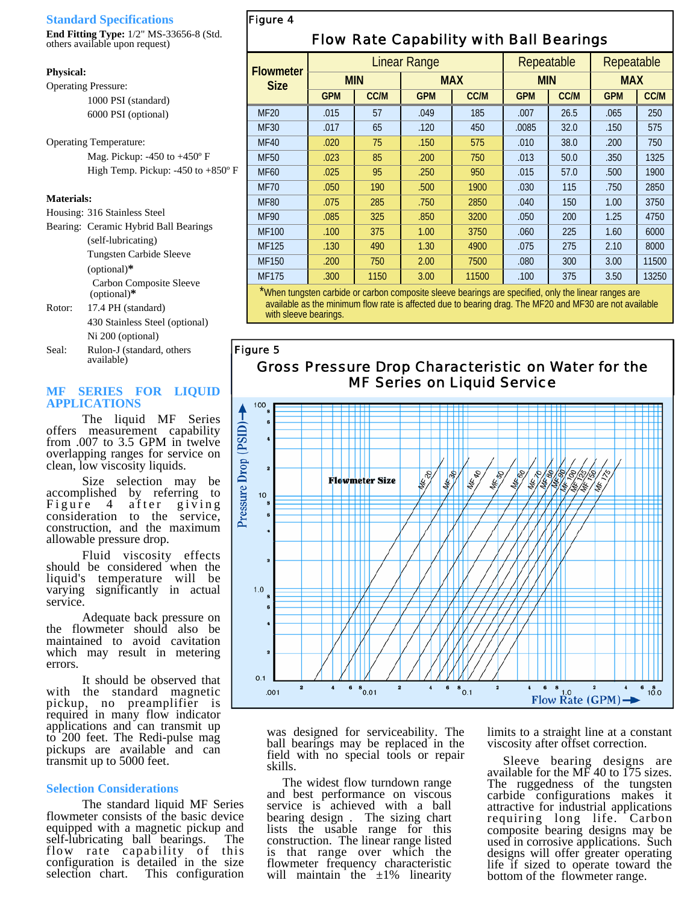## Standard Specifications

**End Fitting Type:** 1/2" MS-33656-8 (Std. others available upon request)

**Physical:**

Operating Pressure:
- 1000 PSI (standard)
- 6000 PSI (optional)

Operating Temperature:
- Mag. Pickup: -450 to +450º F
- High Temp. Pickup: -450 to +850º F

**Materials:**

Housing: 316 Stainless Steel

Bearing: Ceramic Hybrid Ball Bearings (self-lubricating)
- Tungsten Carbide Sleeve (optional)*
- Carbon Composite Sleeve (optional)*

Rotor: 17.4 PH (standard)
- 430 Stainless Steel (optional)
- Ni 200 (optional)

Seal: Rulon-J (standard, others available)

## MF SERIES FOR LIQUID APPLICATIONS

The liquid MF Series offers measurement capability from .007 to 3.5 GPM in twelve overlapping ranges for service on clean, low viscosity liquids.

Size selection may be accomplished by referring to Figure 4 after giving consideration to the service, construction, and the maximum allowable pressure drop.

Fluid viscosity effects should be considered when the liquid's temperature will be varying significantly in actual service.

Adequate back pressure on the flowmeter should also be maintained to avoid cavitation which may result in metering errors.

It should be observed that with the standard magnetic pickup, no preamplifier is required in many flow indicator applications and can transmit up to 200 feet. The Redi-pulse mag pickups are available and can transmit up to 5000 feet.

## Selection Considerations

The standard liquid MF Series flowmeter consists of the basic device equipped with a magnetic pickup and self-lubricating ball bearings. The flow rate capability of this configuration is detailed in the size selection chart. This configuration was designed for serviceability. The ball bearings may be replaced in the field with no special tools or repair skills.

The widest flow turndown range and best performance on viscous service is achieved with a ball bearing design . The sizing chart lists the usable range for this construction. The linear range listed is that range over which the flowmeter frequency characteristic will maintain the ±1% linearity limits to a straight line at a constant viscosity after offset correction.

Sleeve bearing designs are available for the MF 40 to 175 sizes. The ruggedness of the tungsten carbide configurations makes it attractive for industrial applications requiring long life. Carbon composite bearing designs may be used in corrosive applications. Such designs will offer greater operating life if sized to operate toward the bottom of the flowmeter range.

Figure 4

**Flow Rate Capability with Ball Bearings**

| Flowmeter Size | Linear Range | | | | Repeatable | | | |
|---|---|---|---|---|---|---|---|---|
| | MIN | | MAX | | MIN | | MAX | |
| | GPM | CC/M | GPM | CC/M | GPM | CC/M | GPM | CC/M |
| MF20 | .015 | 57 | .049 | 185 | .007 | 26.5 | .065 | 250 |
| MF30 | .017 | 65 | .120 | 450 | .0085 | 32.0 | .150 | 575 |
| MF40 | .020 | 75 | .150 | 575 | .010 | 38.0 | .200 | 750 |
| MF50 | .023 | 85 | .200 | 750 | .013 | 50.0 | .350 | 1325 |
| MF60 | .025 | 95 | .250 | 950 | .015 | 57.0 | .500 | 1900 |
| MF70 | .050 | 190 | .500 | 1900 | .030 | 115 | .750 | 2850 |
| MF80 | .075 | 285 | .750 | 2850 | .040 | 150 | 1.00 | 3750 |
| MF90 | .085 | 325 | .850 | 3200 | .050 | 200 | 1.25 | 4750 |
| MF100 | .100 | 375 | 1.00 | 3750 | .060 | 225 | 1.60 | 6000 |
| MF125 | .130 | 490 | 1.30 | 4900 | .075 | 275 | 2.10 | 8000 |
| MF150 | .200 | 750 | 2.00 | 7500 | .080 | 300 | 3.00 | 11500 |
| MF175 | .300 | 1150 | 3.00 | 11500 | .100 | 375 | 3.50 | 13250 |

*When tungsten carbide or carbon composite sleeve bearings are specified, only the linear ranges are available as the minimum flow rate is affected due to bearing drag. The MF20 and MF30 are not available with sleeve bearings.

Figure 5

**Gross Pressure Drop Characteristic on Water for the MF Series on Liquid Service**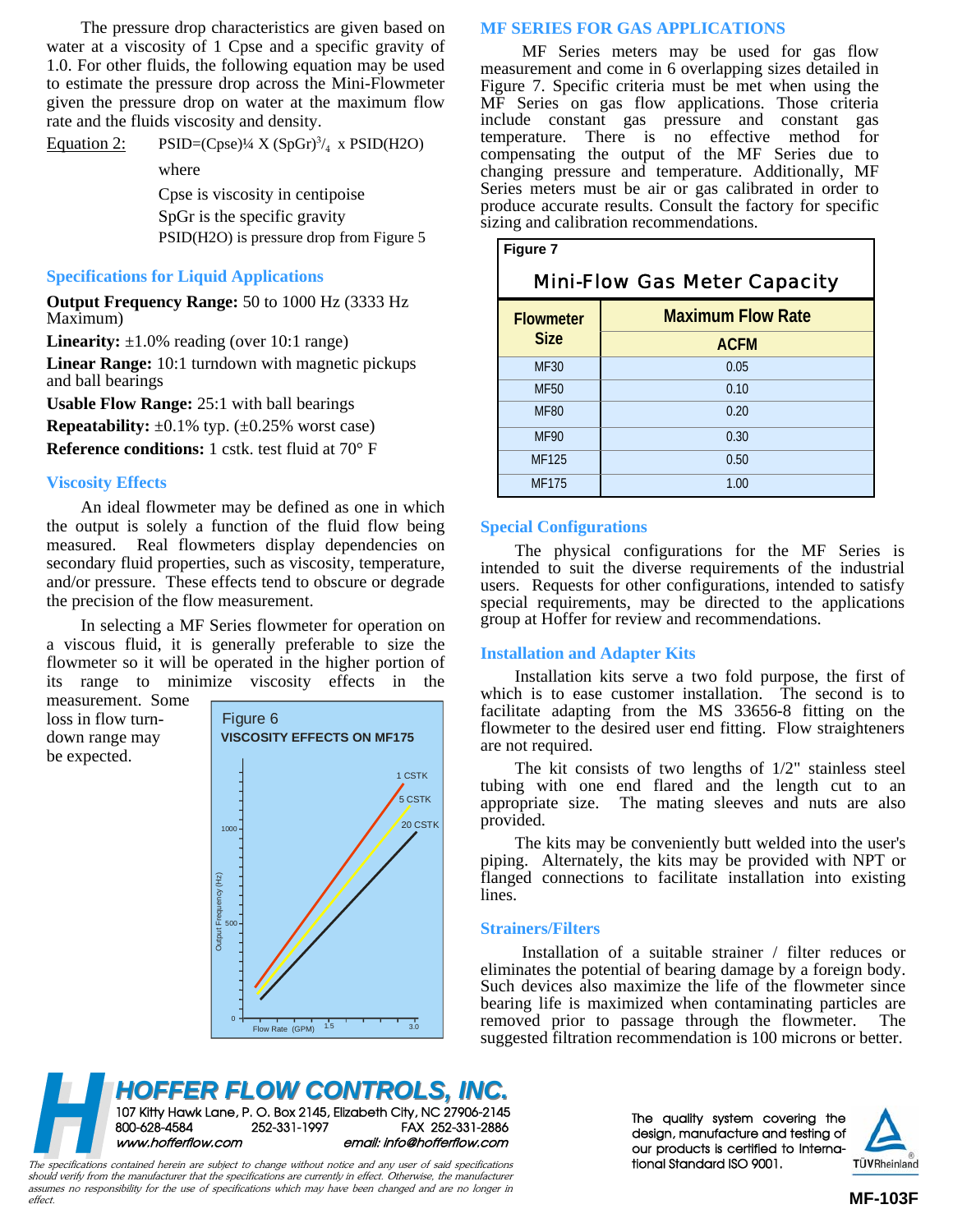The pressure drop characteristics are given based on water at a viscosity of 1 Cpse and a specific gravity of 1.0. For other fluids, the following equation may be used to estimate the pressure drop across the Mini-Flowmeter given the pressure drop on water at the maximum flow rate and the fluids viscosity and density.

Equation 2: $PSID=(Cpse)^{1/4} \times (SpGr)^{3/4} \times PSID(H2O)$

where

Cpse is viscosity in centipoise

SpGr is the specific gravity

PSID(H2O) is pressure drop from Figure 5

## Specifications for Liquid Applications

**Output Frequency Range:** 50 to 1000 Hz (3333 Hz Maximum)

**Linearity:** ±1.0% reading (over 10:1 range)

**Linear Range:** 10:1 turndown with magnetic pickups and ball bearings

**Usable Flow Range:** 25:1 with ball bearings

**Repeatability:** ±0.1% typ. (±0.25% worst case)

**Reference conditions:** 1 cstk. test fluid at 70° F

## Viscosity Effects

An ideal flowmeter may be defined as one in which the output is solely a function of the fluid flow being measured. Real flowmeters display dependencies on secondary fluid properties, such as viscosity, temperature, and/or pressure. These effects tend to obscure or degrade the precision of the flow measurement.

In selecting a MF Series flowmeter for operation on a viscous fluid, it is generally preferable to size the flowmeter so it will be operated in the higher portion of its range to minimize viscosity effects in the measurement. Some loss in flow turn-down range may be expected.

Figure 6

VISCOSITY EFFECTS ON MF175

1 CSTK
5 CSTK
20 CSTK
Output Frequency (Hz)
0
500
1000
Flow Rate (GPM)
1.5
3.0

## MF SERIES FOR GAS APPLICATIONS

MF Series meters may be used for gas flow measurement and come in 6 overlapping sizes detailed in Figure 7. Specific criteria must be met when using the MF Series on gas flow applications. Those criteria include constant gas pressure and constant gas temperature. There is no effective method for compensating the output of the MF Series due to changing pressure and temperature. Additionally, MF Series meters must be air or gas calibrated in order to produce accurate results. Consult the factory for specific sizing and calibration recommendations.

Figure 7

Mini-Flow Gas Meter Capacity

| Flowmeter Size | Maximum Flow Rate |
|---|---|
| | ACFM |
| MF30 | 0.05 |
| MF50 | 0.10 |
| MF80 | 0.20 |
| MF90 | 0.30 |
| MF125 | 0.50 |
| MF175 | 1.00 |

## Special Configurations

The physical configurations for the MF Series is intended to suit the diverse requirements of the industrial users. Requests for other configurations, intended to satisfy special requirements, may be directed to the applications group at Hoffer for review and recommendations.

## Installation and Adapter Kits

Installation kits serve a two fold purpose, the first of which is to ease customer installation. The second is to facilitate adapting from the MS 33656-8 fitting on the flowmeter to the desired user end fitting. Flow straighteners are not required.

The kit consists of two lengths of 1/2" stainless steel tubing with one end flared and the length cut to an appropriate size. The mating sleeves and nuts are also provided.

The kits may be conveniently butt welded into the user's piping. Alternately, the kits may be provided with NPT or flanged connections to facilitate installation into existing lines.

## Strainers/Filters

Installation of a suitable strainer / filter reduces or eliminates the potential of bearing damage by a foreign body. Such devices also maximize the life of the flowmeter since bearing life is maximized when contaminating particles are removed prior to passage through the flowmeter. The suggested filtration recommendation is 100 microns or better.

**HOFFER FLOW CONTROLS, INC.**

107 Kitty Hawk Lane, P. O. Box 2145, Elizabeth City, NC 27906-2145
800-628-4584 252-331-1997 FAX 252-331-2886
*www.hofferflow.com* *email: info@hofferflow.com*

*The specifications contained herein are subject to change without notice and any user of said specifications should verify from the manufacturer that the specifications are currently in effect. Otherwise, the manufacturer assumes no responsibility for the use of specifications which may have been changed and are no longer in effect.*

The quality system covering the design, manufacture and testing of our products is certified to International Standard ISO 9001.

TÜVRheinland

**MF-103F**